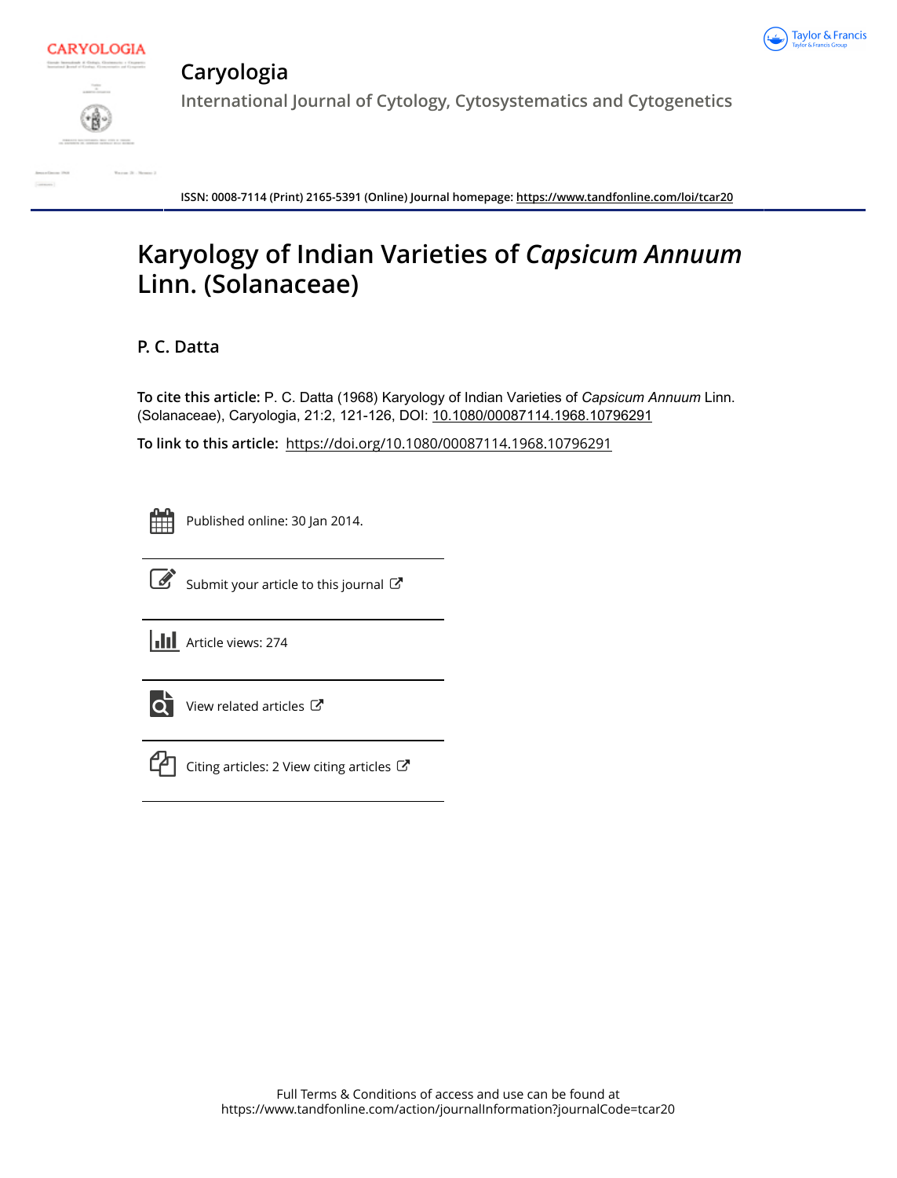# Caryologia

International Journal of Cytology, Cytosystematics and Cytogenetics

ISSN: 0008-7114 (Print) 2165-5391 (Online) Journal homepage: https://www.tandfonline.com/loi/tcar20

# Karyology of Indian Varieties of *Capsicum Annuum* Linn. (Solanaceae)

P. C. Datta

**To cite this article:** P. C. Datta (1968) Karyology of Indian Varieties of *Capsicum Annuum* Linn. (Solanaceae), Caryologia, 21:2, 121-126, DOI: 10.1080/00087114.1968.10796291

**To link to this article:** https://doi.org/10.1080/00087114.1968.10796291

Published online: 30 Jan 2014.

Submit your article to this journal

Article views: 274

View related articles

Citing articles: 2 View citing articles

Full Terms & Conditions of access and use can be found at
https://www.tandfonline.com/action/journalInformation?journalCode=tcar20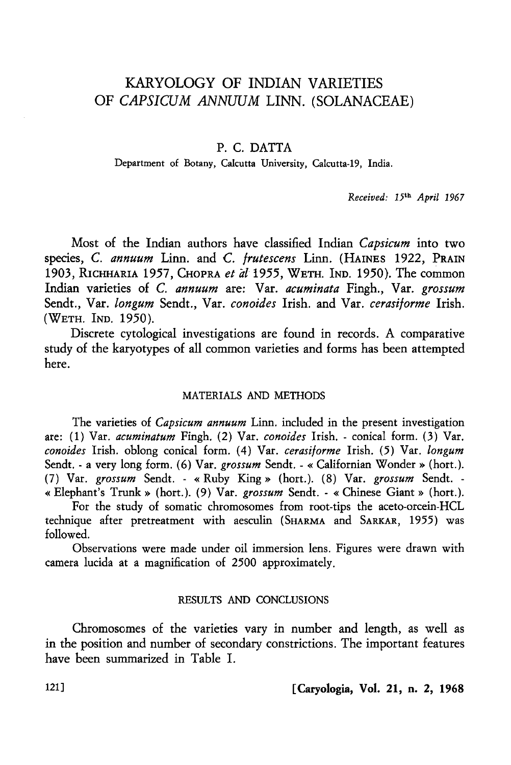# KARYOLOGY OF INDIAN VARIETIES OF *CAPSICUM ANNUUM* LINN. (SOLANACEAE)

P. C. DATTA

Department of Botany, Calcutta University, Calcutta-19, India.

*Received: 15th April 1967*

Most of the Indian authors have classified Indian *Capsicum* into two species, *C. annuum* Linn. and *C. frutescens* Linn. (HAINES 1922, PRAIN 1903, RICHHARIA 1957, CHOPRA *et al* 1955, WETH. IND. 1950). The common Indian varieties of *C. annuum* are: Var. *acuminata* Fingh., Var. *grossum* Sendt., Var. *longum* Sendt., Var. *conoides* Irish. and Var. *cerasiforme* Irish. (WETH. IND. 1950).

Discrete cytological investigations are found in records. A comparative study of the karyotypes of all common varieties and forms has been attempted here.

## MATERIALS AND METHODS

The varieties of *Capsicum annuum* Linn. included in the present investigation are: (1) Var. *acuminatum* Fingh. (2) Var. *conoides* Irish. - conical form. (3) Var. *conoides* Irish. oblong conical form. (4) Var. *cerasiforme* Irish. (5) Var. *longum* Sendt. - a very long form. (6) Var. *grossum* Sendt. - « Californian Wonder » (hort.). (7) Var. *grossum* Sendt. - « Ruby King » (hort.). (8) Var. *grossum* Sendt. - « Elephant's Trunk » (hort.). (9) Var. *grossum* Sendt. - « Chinese Giant » (hort.).

For the study of somatic chromosomes from root-tips the aceto-orcein-HCL technique after pretreatment with aesculin (SHARMA and SARKAR, 1955) was followed.

Observations were made under oil immersion lens. Figures were drawn with camera lucida at a magnification of 2500 approximately.

## RESULTS AND CONCLUSIONS

Chromosomes of the varieties vary in number and length, as well as in the position and number of secondary constrictions. The important features have been summarized in Table I.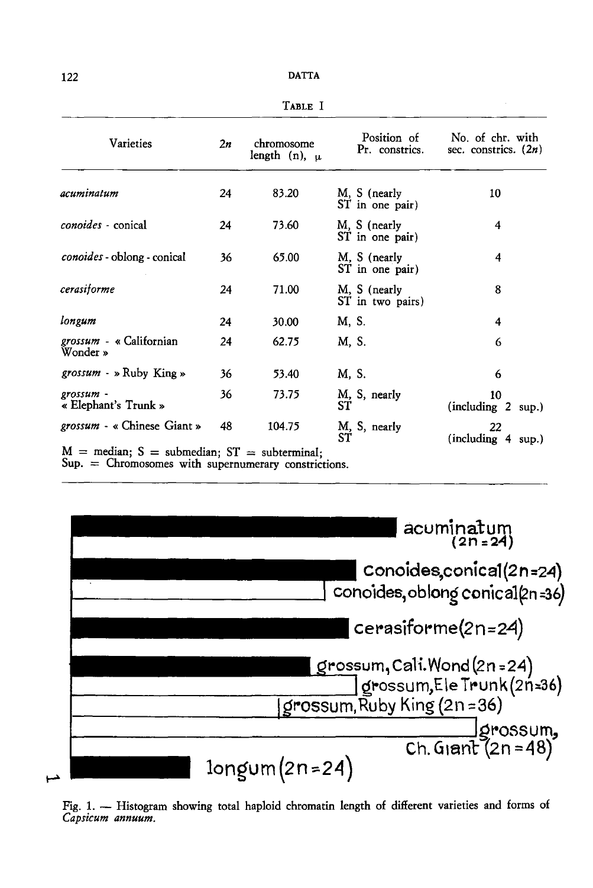TABLE I

| Varieties | 2n | chromosome length (n), μ | Position of Pr. constrics. | No. of chr. with sec. constrics. (2n) |
|---|---|---|---|---|
| *acuminatum* | 24 | 83.20 | M, S (nearly ST in one pair) | 10 |
| *conoides* - conical | 24 | 73.60 | M, S (nearly ST in one pair) | 4 |
| *conoides* - oblong - conical | 36 | 65.00 | M, S (nearly ST in one pair) | 4 |
| *cerasiforme* | 24 | 71.00 | M, S (nearly ST in two pairs) | 8 |
| *longum* | 24 | 30.00 | M, S. | 4 |
| *grossum* - « Californian Wonder » | 24 | 62.75 | M, S. | 6 |
| *grossum* - » Ruby King » | 36 | 53.40 | M, S. | 6 |
| *grossum* - « Elephant's Trunk » | 36 | 73.75 | M, S, nearly ST | 10 (including 2 sup.) |
| *grossum* - « Chinese Giant » | 48 | 104.75 | M, S, nearly ST | 22 (including 4 sup.) |

M = median; S = submedian; ST = subterminal;
Sup. = Chromosomes with supernumerary constrictions.

acuminatum (2n = 24)

conoides, conical (2n = 24)

conoides, oblong conical (2n = 36)

cerasiforme (2n = 24)

grossum, Cali. Wond (2n = 24)

grossum, Ele Trunk (2n = 36)

grossum, Ruby King (2n = 36)

grossum, Ch. Giant (2n = 48)

longum (2n = 24)

Fig. 1. — Histogram showing total haploid chromatin length of different varieties and forms of *Capsicum annuum*.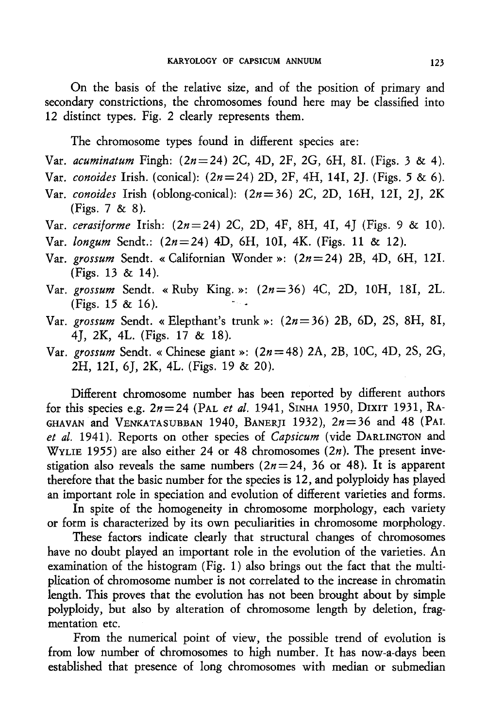On the basis of the relative size, and of the position of primary and secondary constrictions, the chromosomes found here may be classified into 12 distinct types. Fig. 2 clearly represents them.

The chromosome types found in different species are:

Var. *acuminatum* Fingh: ($2n=24$) 2C, 4D, 2F, 2G, 6H, 8I. (Figs. 3 & 4).

Var. *conoides* Irish. (conical): ($2n=24$) 2D, 2F, 4H, 14I, 2J. (Figs. 5 & 6).

Var. *conoides* Irish (oblong-conical): ($2n=36$) 2C, 2D, 16H, 12I, 2J, 2K (Figs. 7 & 8).

Var. *cerasiforme* Irish: ($2n=24$) 2C, 2D, 4F, 8H, 4I, 4J (Figs. 9 & 10).

Var. *longum* Sendt.: ($2n=24$) 4D, 6H, 10I, 4K. (Figs. 11 & 12).

Var. *grossum* Sendt. « Californian Wonder »: ($2n=24$) 2B, 4D, 6H, 12I. (Figs. 13 & 14).

Var. *grossum* Sendt. « Ruby King. »: ($2n=36$) 4C, 2D, 10H, 18I, 2L. (Figs. 15 & 16).

Var. *grossum* Sendt. « Elepthant's trunk »: ($2n=36$) 2B, 6D, 2S, 8H, 8I, 4J, 2K, 4L. (Figs. 17 & 18).

Var. *grossum* Sendt. « Chinese giant »: ($2n=48$) 2A, 2B, 10C, 4D, 2S, 2G, 2H, 12I, 6J, 2K, 4L. (Figs. 19 & 20).

Different chromosome number has been reported by different authors for this species e.g. $2n=24$ (PAL *et al.* 1941, SINHA 1950, DIXIT 1931, RAGHAVAN and VENKATASUBBAN 1940, BANERJI 1932), $2n=36$ and 48 (PAL *et al.* 1941). Reports on other species of *Capsicum* (vide DARLINGTON and WYLIE 1955) are also either 24 or 48 chromosomes ($2n$). The present investigation also reveals the same numbers ($2n=24$, 36 or 48). It is apparent therefore that the basic number for the species is 12, and polyploidy has played an important role in speciation and evolution of different varieties and forms.

In spite of the homogeneity in chromosome morphology, each variety or form is characterized by its own peculiarities in chromosome morphology.

These factors indicate clearly that structural changes of chromosomes have no doubt played an important role in the evolution of the varieties. An examination of the histogram (Fig. 1) also brings out the fact that the multiplication of chromosome number is not correlated to the increase in chromatin length. This proves that the evolution has not been brought about by simple polyploidy, but also by alteration of chromosome length by deletion, fragmentation etc.

From the numerical point of view, the possible trend of evolution is from low number of chromosomes to high number. It has now-a-days been established that presence of long chromosomes with median or submedian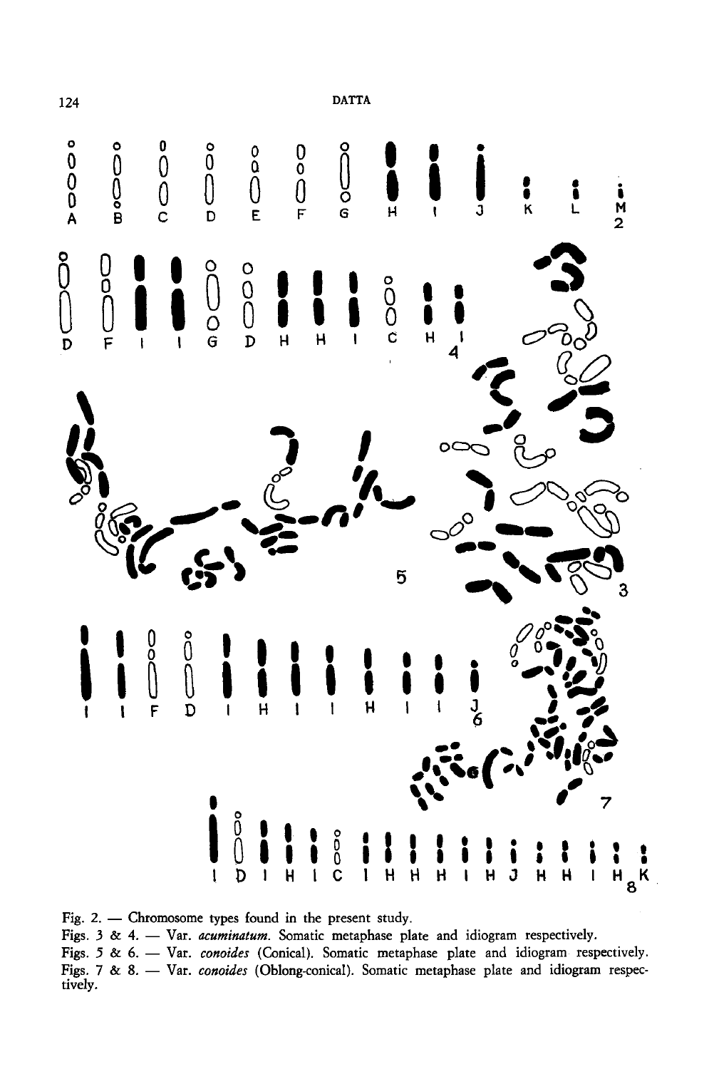Fig. 2. — Chromosome types found in the present study.

Figs. 3 & 4. — Var. *acuminatum*. Somatic metaphase plate and idiogram respectively.

Figs. 5 & 6. — Var. *conoides* (Conical). Somatic metaphase plate and idiogram respectively.

Figs. 7 & 8. — Var. *conoides* (Oblong-conical). Somatic metaphase plate and idiogram respectively.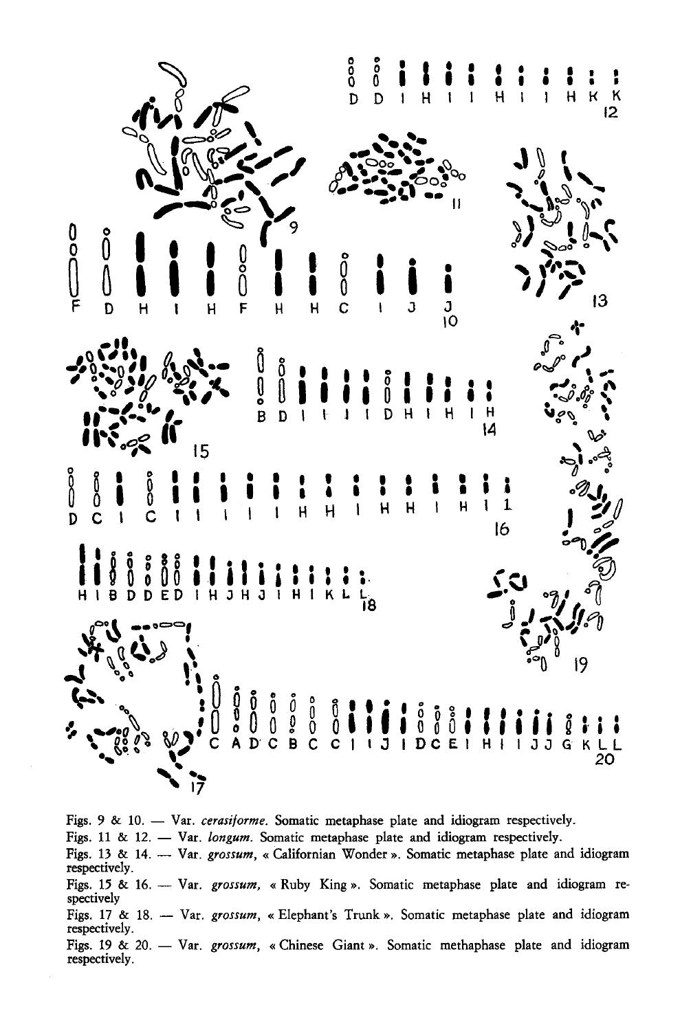Figs. 9 & 10. — Var. *cerasiforme*. Somatic metaphase plate and idiogram respectively.

Figs. 11 & 12. — Var. *longum*. Somatic metaphase plate and idiogram respectively.

Figs. 13 & 14. — Var. *grossum*, « Californian Wonder ». Somatic metaphase plate and idiogram respectively.

Figs. 15 & 16. — Var. *grossum*, « Ruby King ». Somatic metaphase plate and idiogram respectively

Figs. 17 & 18. — Var. *grossum*, « Elephant's Trunk ». Somatic metaphase plate and idiogram respectively.

Figs. 19 & 20. — Var. *grossum*, « Chinese Giant ». Somatic methaphase plate and idiogram respectively.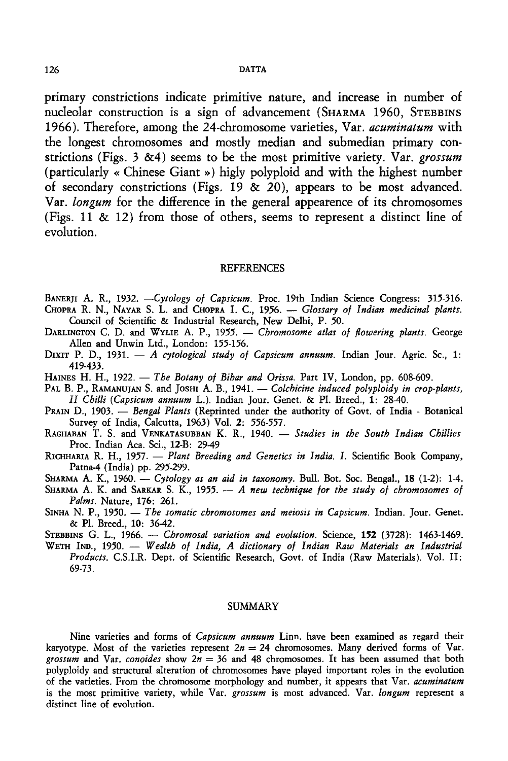primary constrictions indicate primitive nature, and increase in number of nucleolar construction is a sign of advancement (SHARMA 1960, STEBBINS 1966). Therefore, among the 24-chromosome varieties, Var. *acuminatum* with the longest chromosomes and mostly median and submedian primary constrictions (Figs. 3 &4) seems to be the most primitive variety. Var. *grossum* (particularly « Chinese Giant ») higly polyploid and with the highest number of secondary constrictions (Figs. 19 & 20), appears to be most advanced. Var. *longum* for the difference in the general appearence of its chromosomes (Figs. 11 & 12) from those of others, seems to represent a distinct line of evolution.

## REFERENCES

BANERJI A. R., 1932. —*Cytology of Capsicum*. Proc. 19th Indian Science Congress: 315-316.

CHOPRA R. N., NAYAR S. L. and CHOPRA I. C., 1956. — *Glossary of Indian medicinal plants.* Council of Scientific & Industrial Research, New Delhi, P. 50.

DARLINGTON C. D. and WYLIE A. P., 1955. — *Chromosome atlas of flowering plants.* George Allen and Unwin Ltd., London: 155-156.

DIXIT P. D., 1931. — *A cytological study of Capsicum annuum.* Indian Jour. Agric. Sc., 1: 419-433.

HAINES H. H., 1922. — *The Botany of Bihar and Orissa.* Part IV, London, pp. 608-609.

PAL B. P., RAMANUJAN S. and JOSHI A. B., 1941. — *Colchicine induced polyploidy in crop-plants, II Chilli (Capsicum annuum L.).* Indian Jour. Genet. & Pl. Breed., 1: 28-40.

PRAIN D., 1903. — *Bengal Plants* (Reprinted under the authority of Govt. of India - Botanical Survey of India, Calcutta, 1963) Vol. 2: 556-557.

RAGHABAN T. S. and VENKATASUBBAN K. R., 1940. — *Studies in the South Indian Chillies* Proc. Indian Aca. Sci., 12-B: 29-49

RICHHARIA R. H., 1957. — *Plant Breeding and Genetics in India. I.* Scientific Book Company, Patna-4 (India) pp. 295-299.

SHARMA A. K., 1960. — *Cytology as an aid in taxonomy.* Bull. Bot. Soc. Bengal., 18 (1-2): 1-4.

SHARMA A. K. and SARKAR S. K., 1955. — *A new technique for the study of chromosomes of Palms.* Nature, 176: 261.

SINHA N. P., 1950. — *The somatic chromosomes and meiosis in Capsicum.* Indian. Jour. Genet. & Pl. Breed., 10: 36-42.

STEBBINS G. L., 1966. — *Chromosal variation and evolution.* Science, 152 (3728): 1463-1469.

WETH IND., 1950. — *Wealth of India, A dictionary of Indian Raw Materials an Industrial Products.* C.S.I.R. Dept. of Scientific Research, Govt. of India (Raw Materials). Vol. II: 69-73.

## SUMMARY

Nine varieties and forms of *Capsicum annuum* Linn. have been examined as regard their karyotype. Most of the varieties represent $2n = 24$ chromosomes. Many derived forms of Var. *grossum* and Var. *conoides* show $2n = 36$ and 48 chromosomes. It has been assumed that both polyploidy and structural alteration of chromosomes have played important roles in the evolution of the varieties. From the chromosome morphology and number, it appears that Var. *acuminatum* is the most primitive variety, while Var. *grossum* is most advanced. Var. *longum* represent a distinct line of evolution.